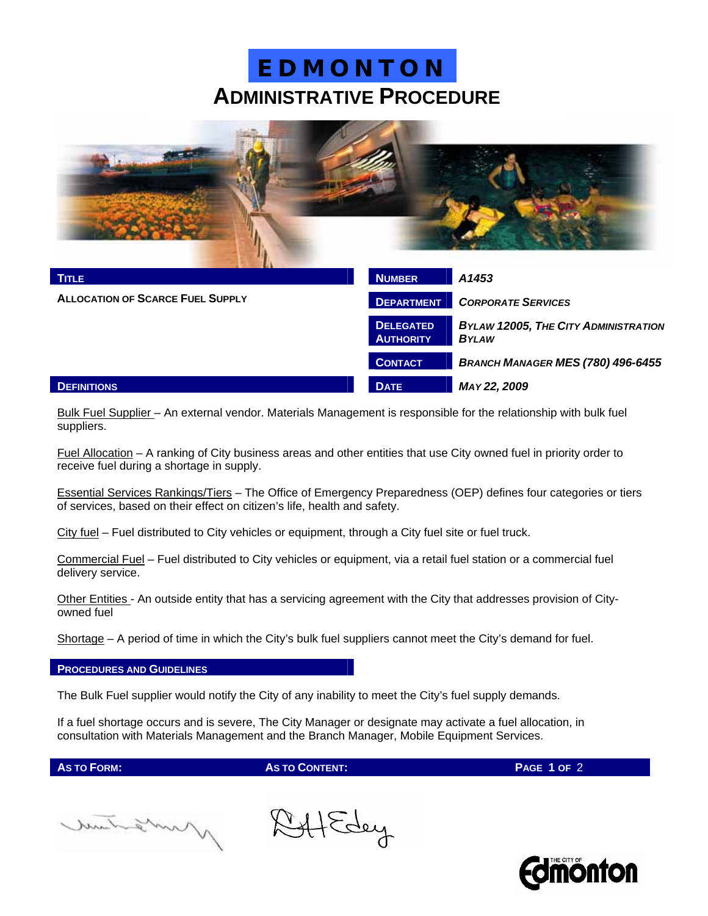# EDMONTON

## ADMINISTRATIVE PROCEDURE

| TITLE | | NUMBER | *A1453* |
|---|---|---|---|
| **ALLOCATION OF SCARCE FUEL SUPPLY** | | DEPARTMENT | *CORPORATE SERVICES* |
| | | DELEGATED AUTHORITY | *BYLAW 12005, THE CITY ADMINISTRATION BYLAW* |
| | | CONTACT | *BRANCH MANAGER MES (780) 496-6455* |
| | | DATE | *MAY 22, 2009* |

## DEFINITIONS

Bulk Fuel Supplier – An external vendor. Materials Management is responsible for the relationship with bulk fuel suppliers.

Fuel Allocation – A ranking of City business areas and other entities that use City owned fuel in priority order to receive fuel during a shortage in supply.

Essential Services Rankings/Tiers – The Office of Emergency Preparedness (OEP) defines four categories or tiers of services, based on their effect on citizen's life, health and safety.

City fuel – Fuel distributed to City vehicles or equipment, through a City fuel site or fuel truck.

Commercial Fuel – Fuel distributed to City vehicles or equipment, via a retail fuel station or a commercial fuel delivery service.

Other Entities - An outside entity that has a servicing agreement with the City that addresses provision of City-owned fuel

Shortage – A period of time in which the City's bulk fuel suppliers cannot meet the City's demand for fuel.

## PROCEDURES AND GUIDELINES

The Bulk Fuel supplier would notify the City of any inability to meet the City's fuel supply demands.

If a fuel shortage occurs and is severe, The City Manager or designate may activate a fuel allocation, in consultation with Materials Management and the Branch Manager, Mobile Equipment Services.

**AS TO FORM:** **AS TO CONTENT:**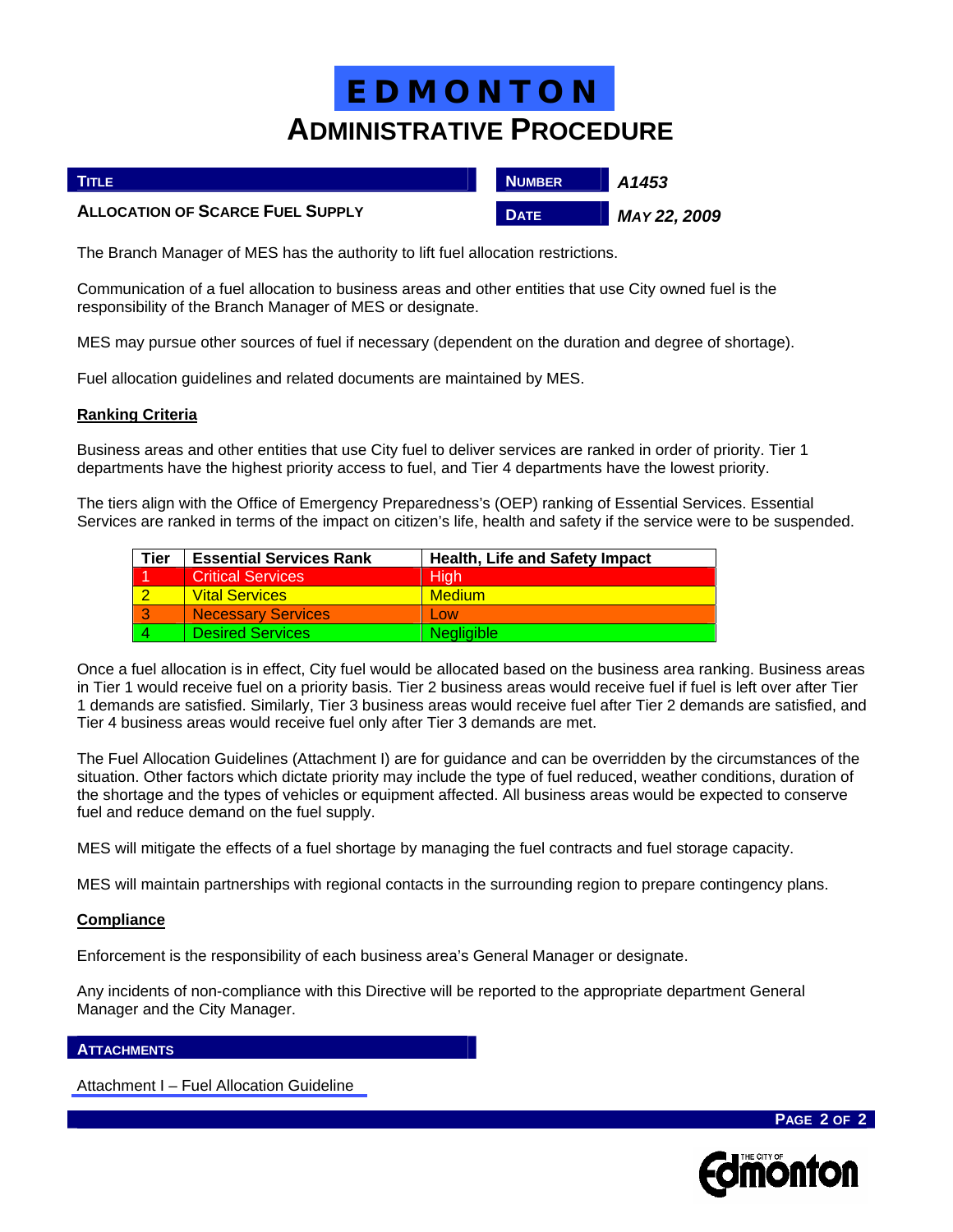# EDMONTON
# ADMINISTRATIVE PROCEDURE

| TITLE | NUMBER | A1453 |
| --- | --- | --- |
| ALLOCATION OF SCARCE FUEL SUPPLY | DATE | MAY 22, 2009 |

The Branch Manager of MES has the authority to lift fuel allocation restrictions.

Communication of a fuel allocation to business areas and other entities that use City owned fuel is the responsibility of the Branch Manager of MES or designate.

MES may pursue other sources of fuel if necessary (dependent on the duration and degree of shortage).

Fuel allocation guidelines and related documents are maintained by MES.

## Ranking Criteria

Business areas and other entities that use City fuel to deliver services are ranked in order of priority. Tier 1 departments have the highest priority access to fuel, and Tier 4 departments have the lowest priority.

The tiers align with the Office of Emergency Preparedness's (OEP) ranking of Essential Services. Essential Services are ranked in terms of the impact on citizen's life, health and safety if the service were to be suspended.

| Tier | Essential Services Rank | Health, Life and Safety Impact |
| --- | --- | --- |
| 1 | Critical Services | High |
| 2 | Vital Services | Medium |
| 3 | Necessary Services | Low |
| 4 | Desired Services | Negligible |

Once a fuel allocation is in effect, City fuel would be allocated based on the business area ranking. Business areas in Tier 1 would receive fuel on a priority basis. Tier 2 business areas would receive fuel if fuel is left over after Tier 1 demands are satisfied. Similarly, Tier 3 business areas would receive fuel after Tier 2 demands are satisfied, and Tier 4 business areas would receive fuel only after Tier 3 demands are met.

The Fuel Allocation Guidelines (Attachment I) are for guidance and can be overridden by the circumstances of the situation. Other factors which dictate priority may include the type of fuel reduced, weather conditions, duration of the shortage and the types of vehicles or equipment affected. All business areas would be expected to conserve fuel and reduce demand on the fuel supply.

MES will mitigate the effects of a fuel shortage by managing the fuel contracts and fuel storage capacity.

MES will maintain partnerships with regional contacts in the surrounding region to prepare contingency plans.

## Compliance

Enforcement is the responsibility of each business area's General Manager or designate.

Any incidents of non-compliance with this Directive will be reported to the appropriate department General Manager and the City Manager.

## ATTACHMENTS

Attachment I – Fuel Allocation Guideline